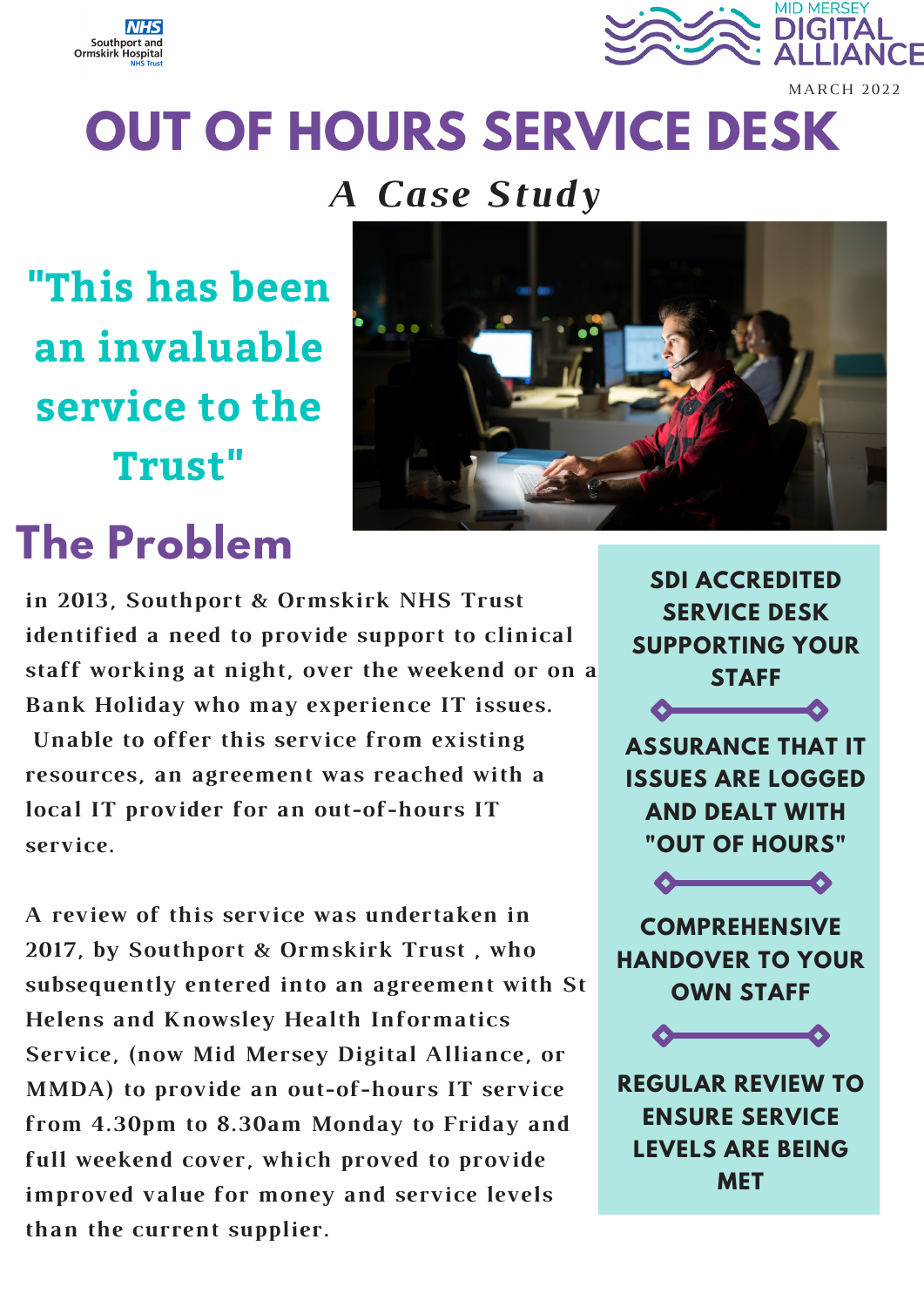NHS Southport and Ormskirk Hospital NHS Trust

MID MERSEY DIGITAL ALLIANCE

MARCH 2022

# OUT OF HOURS SERVICE DESK

*A Case Study*

"This has been an invaluable service to the Trust"

## The Problem

in 2013, Southport & Ormskirk NHS Trust identified a need to provide support to clinical staff working at night, over the weekend or on a Bank Holiday who may experience IT issues. Unable to offer this service from existing resources, an agreement was reached with a local IT provider for an out-of-hours IT service.

A review of this service was undertaken in 2017, by Southport & Ormskirk Trust , who subsequently entered into an agreement with St Helens and Knowsley Health Informatics Service, (now Mid Mersey Digital Alliance, or MMDA) to provide an out-of-hours IT service from 4.30pm to 8.30am Monday to Friday and full weekend cover, which proved to provide improved value for money and service levels than the current supplier.

**SDI ACCREDITED SERVICE DESK SUPPORTING YOUR STAFF**

**ASSURANCE THAT IT ISSUES ARE LOGGED AND DEALT WITH "OUT OF HOURS"**

**COMPREHENSIVE HANDOVER TO YOUR OWN STAFF**

**REGULAR REVIEW TO ENSURE SERVICE LEVELS ARE BEING MET**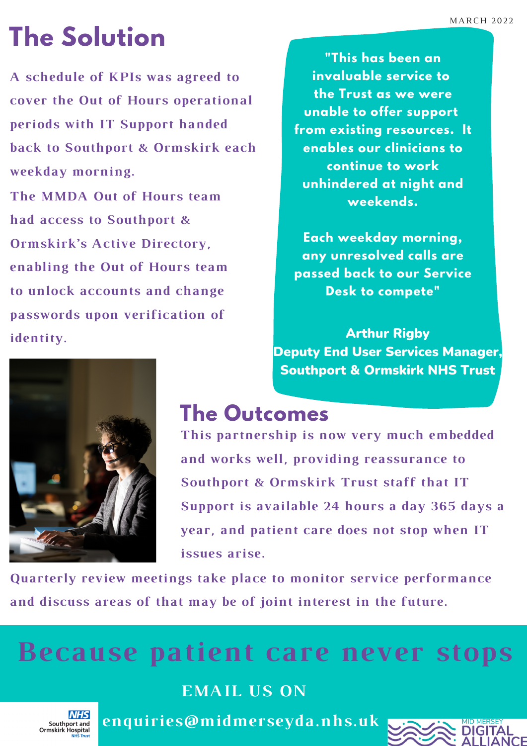MARCH 2022

# The Solution

A schedule of KPIs was agreed to cover the Out of Hours operational periods with IT Support handed back to Southport & Ormskirk each weekday morning.

The MMDA Out of Hours team had access to Southport & Ormskirk's Active Directory, enabling the Out of Hours team to unlock accounts and change passwords upon verification of identity.

> **"This has been an invaluable service to the Trust as we were unable to offer support from existing resources. It enables our clinicians to continue to work unhindered at night and weekends.**
>
> **Each weekday morning, any unresolved calls are passed back to our Service Desk to compete"**
>
> **Arthur Rigby**
> **Deputy End User Services Manager, Southport & Ormskirk NHS Trust**

# The Outcomes

This partnership is now very much embedded and works well, providing reassurance to Southport & Ormskirk Trust staff that IT Support is available 24 hours a day 365 days a year, and patient care does not stop when IT issues arise.

Quarterly review meetings take place to monitor service performance and discuss areas of that may be of joint interest in the future.

## Because patient care never stops

EMAIL US ON

enquiries@midmerseyda.nhs.uk

NHS Southport and Ormskirk Hospital NHS Trust

MID MERSEY DIGITAL ALLIANCE